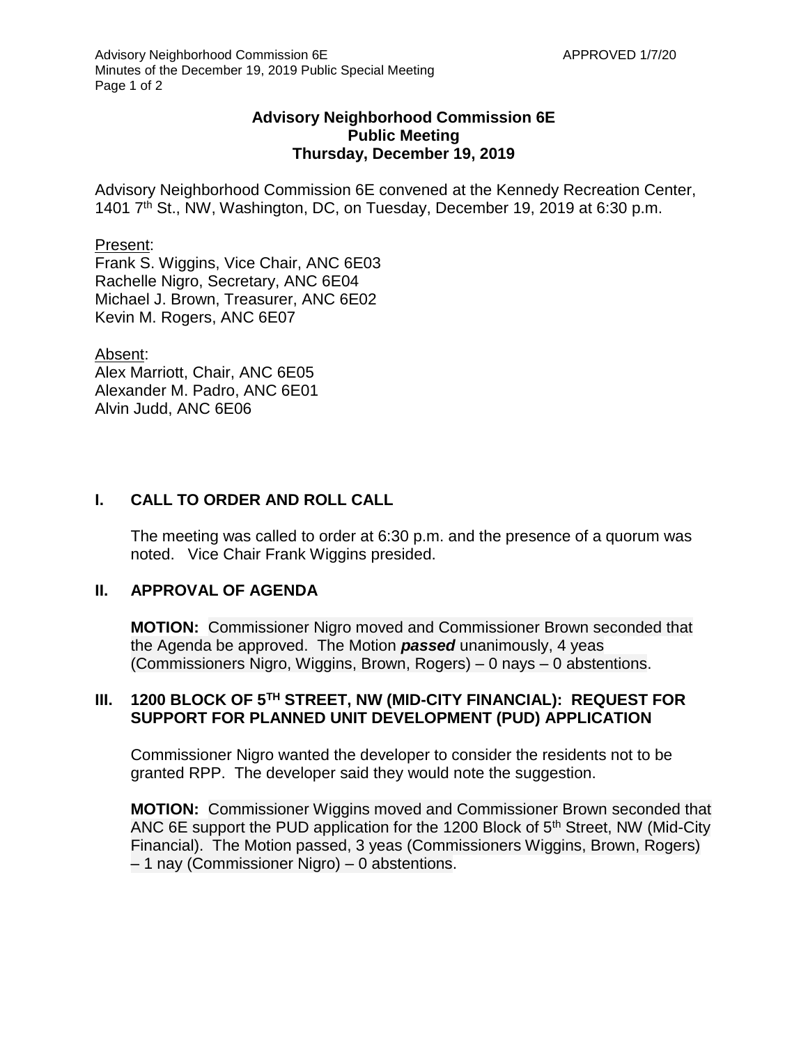**Advisory Neighborhood Commission 6E**
**Public Meeting**
**Thursday, December 19, 2019**

Advisory Neighborhood Commission 6E convened at the Kennedy Recreation Center, 1401 7th St., NW, Washington, DC, on Tuesday, December 19, 2019 at 6:30 p.m.

Present:
Frank S. Wiggins, Vice Chair, ANC 6E03
Rachelle Nigro, Secretary, ANC 6E04
Michael J. Brown, Treasurer, ANC 6E02
Kevin M. Rogers, ANC 6E07

Absent:
Alex Marriott, Chair, ANC 6E05
Alexander M. Padro, ANC 6E01
Alvin Judd, ANC 6E06

## I. CALL TO ORDER AND ROLL CALL

The meeting was called to order at 6:30 p.m. and the presence of a quorum was noted. Vice Chair Frank Wiggins presided.

## II. APPROVAL OF AGENDA

**MOTION:** Commissioner Nigro moved and Commissioner Brown seconded that the Agenda be approved. The Motion ***passed*** unanimously, 4 yeas (Commissioners Nigro, Wiggins, Brown, Rogers) – 0 nays – 0 abstentions.

## III. 1200 BLOCK OF 5TH STREET, NW (MID-CITY FINANCIAL): REQUEST FOR SUPPORT FOR PLANNED UNIT DEVELOPMENT (PUD) APPLICATION

Commissioner Nigro wanted the developer to consider the residents not to be granted RPP. The developer said they would note the suggestion.

**MOTION:** Commissioner Wiggins moved and Commissioner Brown seconded that ANC 6E support the PUD application for the 1200 Block of 5th Street, NW (Mid-City Financial). The Motion passed, 3 yeas (Commissioners Wiggins, Brown, Rogers) – 1 nay (Commissioner Nigro) – 0 abstentions.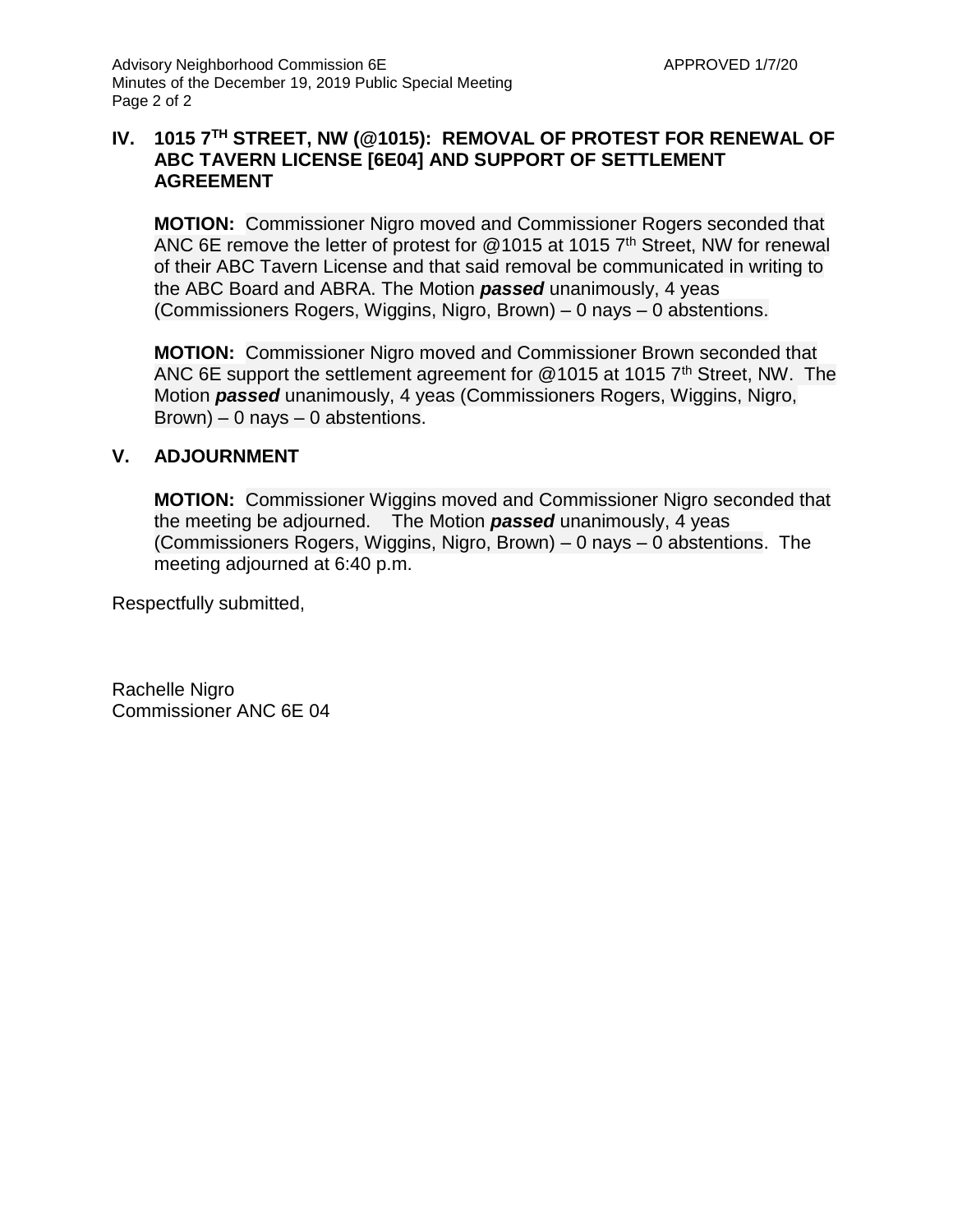## IV. 1015 7TH STREET, NW (@1015): REMOVAL OF PROTEST FOR RENEWAL OF ABC TAVERN LICENSE [6E04] AND SUPPORT OF SETTLEMENT AGREEMENT

**MOTION:** Commissioner Nigro moved and Commissioner Rogers seconded that ANC 6E remove the letter of protest for @1015 at 1015 7th Street, NW for renewal of their ABC Tavern License and that said removal be communicated in writing to the ABC Board and ABRA. The Motion ***passed*** unanimously, 4 yeas (Commissioners Rogers, Wiggins, Nigro, Brown) – 0 nays – 0 abstentions.

**MOTION:** Commissioner Nigro moved and Commissioner Brown seconded that ANC 6E support the settlement agreement for @1015 at 1015 7th Street, NW. The Motion ***passed*** unanimously, 4 yeas (Commissioners Rogers, Wiggins, Nigro, Brown) – 0 nays – 0 abstentions.

## V. ADJOURNMENT

**MOTION:** Commissioner Wiggins moved and Commissioner Nigro seconded that the meeting be adjourned. The Motion ***passed*** unanimously, 4 yeas (Commissioners Rogers, Wiggins, Nigro, Brown) – 0 nays – 0 abstentions. The meeting adjourned at 6:40 p.m.

Respectfully submitted,

Rachelle Nigro
Commissioner ANC 6E 04